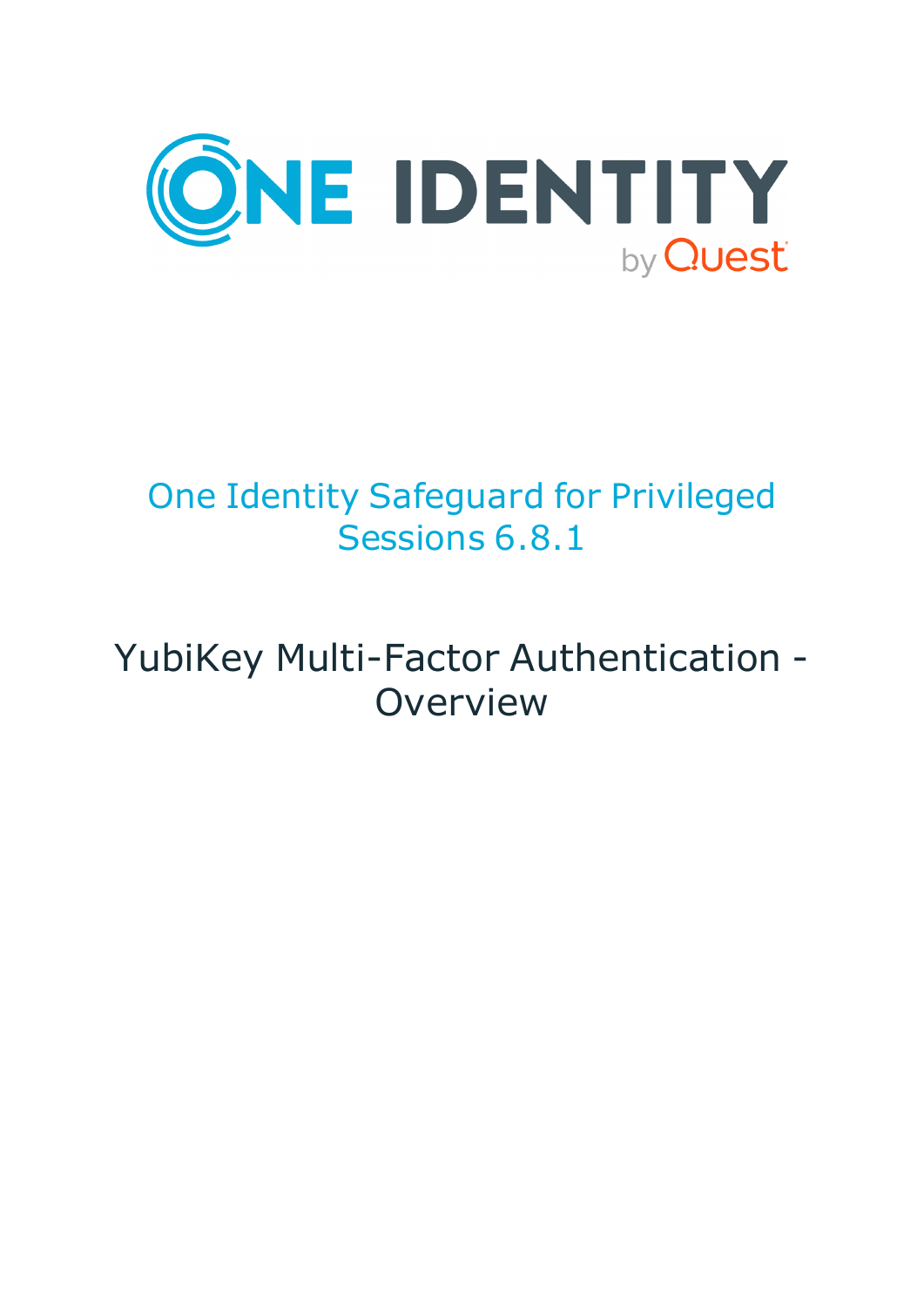ONE IDENTITY by Quest

# One Identity Safeguard for Privileged Sessions 6.8.1

## YubiKey Multi-Factor Authentication - Overview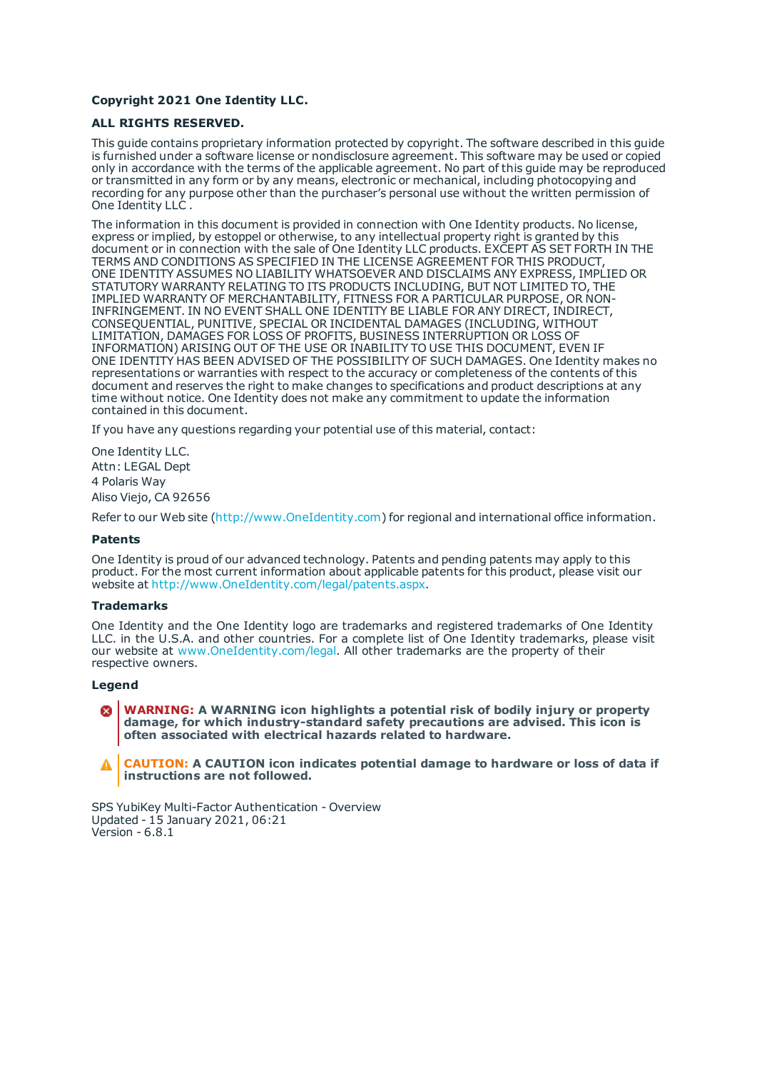**Copyright 2021 One Identity LLC.**

**ALL RIGHTS RESERVED.**

This guide contains proprietary information protected by copyright. The software described in this guide is furnished under a software license or nondisclosure agreement. This software may be used or copied only in accordance with the terms of the applicable agreement. No part of this guide may be reproduced or transmitted in any form or by any means, electronic or mechanical, including photocopying and recording for any purpose other than the purchaser's personal use without the written permission of One Identity LLC .

The information in this document is provided in connection with One Identity products. No license, express or implied, by estoppel or otherwise, to any intellectual property right is granted by this document or in connection with the sale of One Identity LLC products. EXCEPT AS SET FORTH IN THE TERMS AND CONDITIONS AS SPECIFIED IN THE LICENSE AGREEMENT FOR THIS PRODUCT, ONE IDENTITY ASSUMES NO LIABILITY WHATSOEVER AND DISCLAIMS ANY EXPRESS, IMPLIED OR STATUTORY WARRANTY RELATING TO ITS PRODUCTS INCLUDING, BUT NOT LIMITED TO, THE IMPLIED WARRANTY OF MERCHANTABILITY, FITNESS FOR A PARTICULAR PURPOSE, OR NON-INFRINGEMENT. IN NO EVENT SHALL ONE IDENTITY BE LIABLE FOR ANY DIRECT, INDIRECT, CONSEQUENTIAL, PUNITIVE, SPECIAL OR INCIDENTAL DAMAGES (INCLUDING, WITHOUT LIMITATION, DAMAGES FOR LOSS OF PROFITS, BUSINESS INTERRUPTION OR LOSS OF INFORMATION) ARISING OUT OF THE USE OR INABILITY TO USE THIS DOCUMENT, EVEN IF ONE IDENTITY HAS BEEN ADVISED OF THE POSSIBILITY OF SUCH DAMAGES. One Identity makes no representations or warranties with respect to the accuracy or completeness of the contents of this document and reserves the right to make changes to specifications and product descriptions at any time without notice. One Identity does not make any commitment to update the information contained in this document.

If you have any questions regarding your potential use of this material, contact:

One Identity LLC.
Attn: LEGAL Dept
4 Polaris Way
Aliso Viejo, CA 92656

Refer to our Web site (http://www.OneIdentity.com) for regional and international office information.

### Patents

One Identity is proud of our advanced technology. Patents and pending patents may apply to this product. For the most current information about applicable patents for this product, please visit our website at http://www.OneIdentity.com/legal/patents.aspx.

### Trademarks

One Identity and the One Identity logo are trademarks and registered trademarks of One Identity LLC. in the U.S.A. and other countries. For a complete list of One Identity trademarks, please visit our website at www.OneIdentity.com/legal. All other trademarks are the property of their respective owners.

### Legend

**WARNING: A WARNING icon highlights a potential risk of bodily injury or property damage, for which industry-standard safety precautions are advised. This icon is often associated with electrical hazards related to hardware.**

**CAUTION: A CAUTION icon indicates potential damage to hardware or loss of data if instructions are not followed.**

SPS YubiKey Multi-Factor Authentication - Overview
Updated - 15 January 2021, 06:21
Version - 6.8.1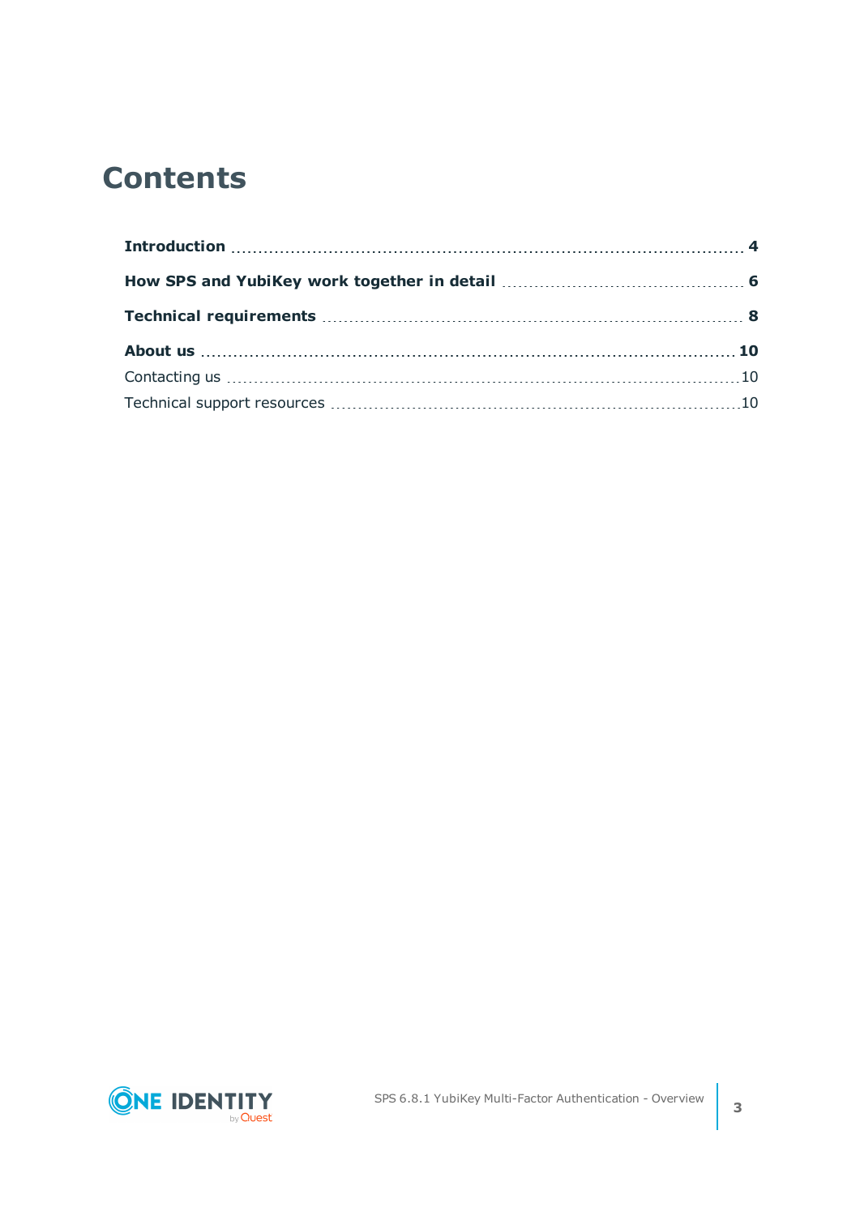# Contents

**Introduction** ..... **4**

**How SPS and YubiKey work together in detail** ..... **6**

**Technical requirements** ..... **8**

**About us** ..... **10**

Contacting us ..... 10

Technical support resources ..... 10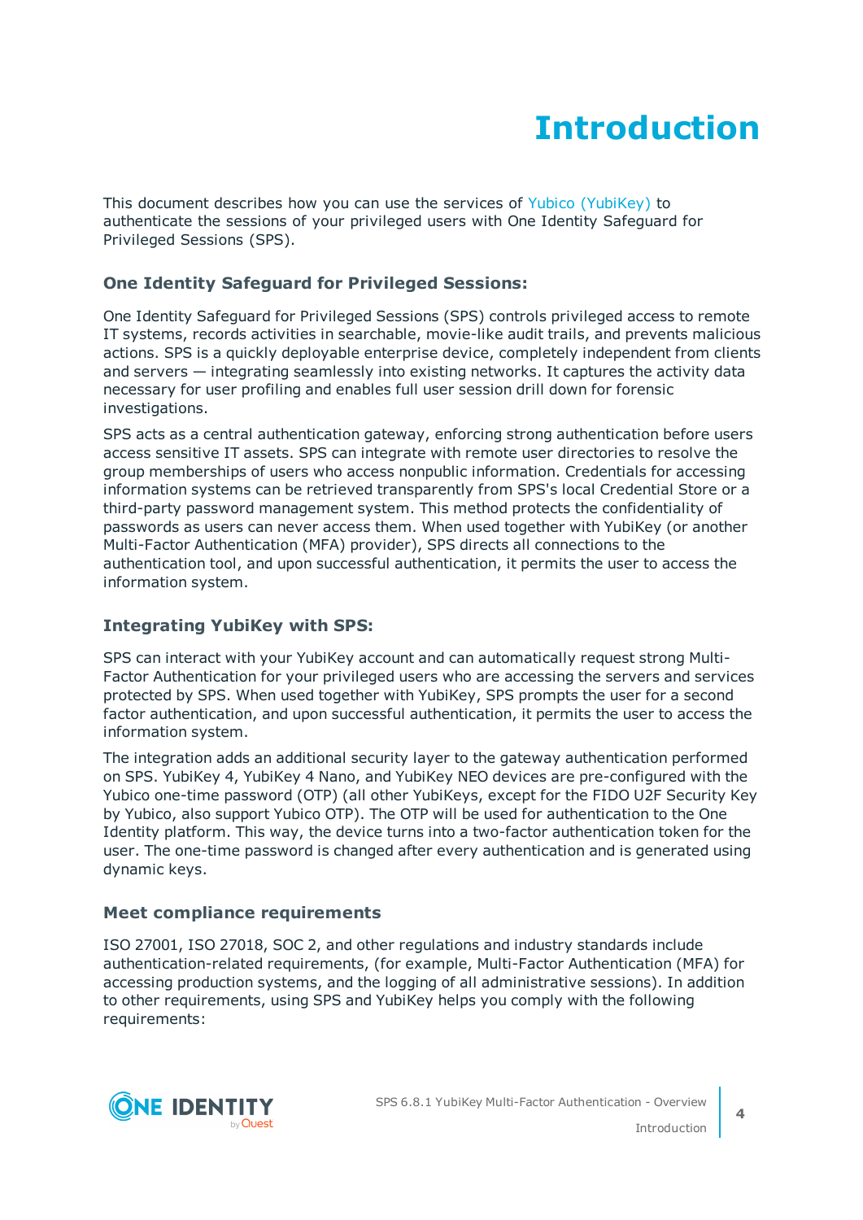# Introduction

This document describes how you can use the services of Yubico (YubiKey) to authenticate the sessions of your privileged users with One Identity Safeguard for Privileged Sessions (SPS).

### One Identity Safeguard for Privileged Sessions:

One Identity Safeguard for Privileged Sessions (SPS) controls privileged access to remote IT systems, records activities in searchable, movie-like audit trails, and prevents malicious actions. SPS is a quickly deployable enterprise device, completely independent from clients and servers — integrating seamlessly into existing networks. It captures the activity data necessary for user profiling and enables full user session drill down for forensic investigations.

SPS acts as a central authentication gateway, enforcing strong authentication before users access sensitive IT assets. SPS can integrate with remote user directories to resolve the group memberships of users who access nonpublic information. Credentials for accessing information systems can be retrieved transparently from SPS's local Credential Store or a third-party password management system. This method protects the confidentiality of passwords as users can never access them. When used together with YubiKey (or another Multi-Factor Authentication (MFA) provider), SPS directs all connections to the authentication tool, and upon successful authentication, it permits the user to access the information system.

### Integrating YubiKey with SPS:

SPS can interact with your YubiKey account and can automatically request strong Multi-Factor Authentication for your privileged users who are accessing the servers and services protected by SPS. When used together with YubiKey, SPS prompts the user for a second factor authentication, and upon successful authentication, it permits the user to access the information system.

The integration adds an additional security layer to the gateway authentication performed on SPS. YubiKey 4, YubiKey 4 Nano, and YubiKey NEO devices are pre-configured with the Yubico one-time password (OTP) (all other YubiKeys, except for the FIDO U2F Security Key by Yubico, also support Yubico OTP). The OTP will be used for authentication to the One Identity platform. This way, the device turns into a two-factor authentication token for the user. The one-time password is changed after every authentication and is generated using dynamic keys.

### Meet compliance requirements

ISO 27001, ISO 27018, SOC 2, and other regulations and industry standards include authentication-related requirements, (for example, Multi-Factor Authentication (MFA) for accessing production systems, and the logging of all administrative sessions). In addition to other requirements, using SPS and YubiKey helps you comply with the following requirements: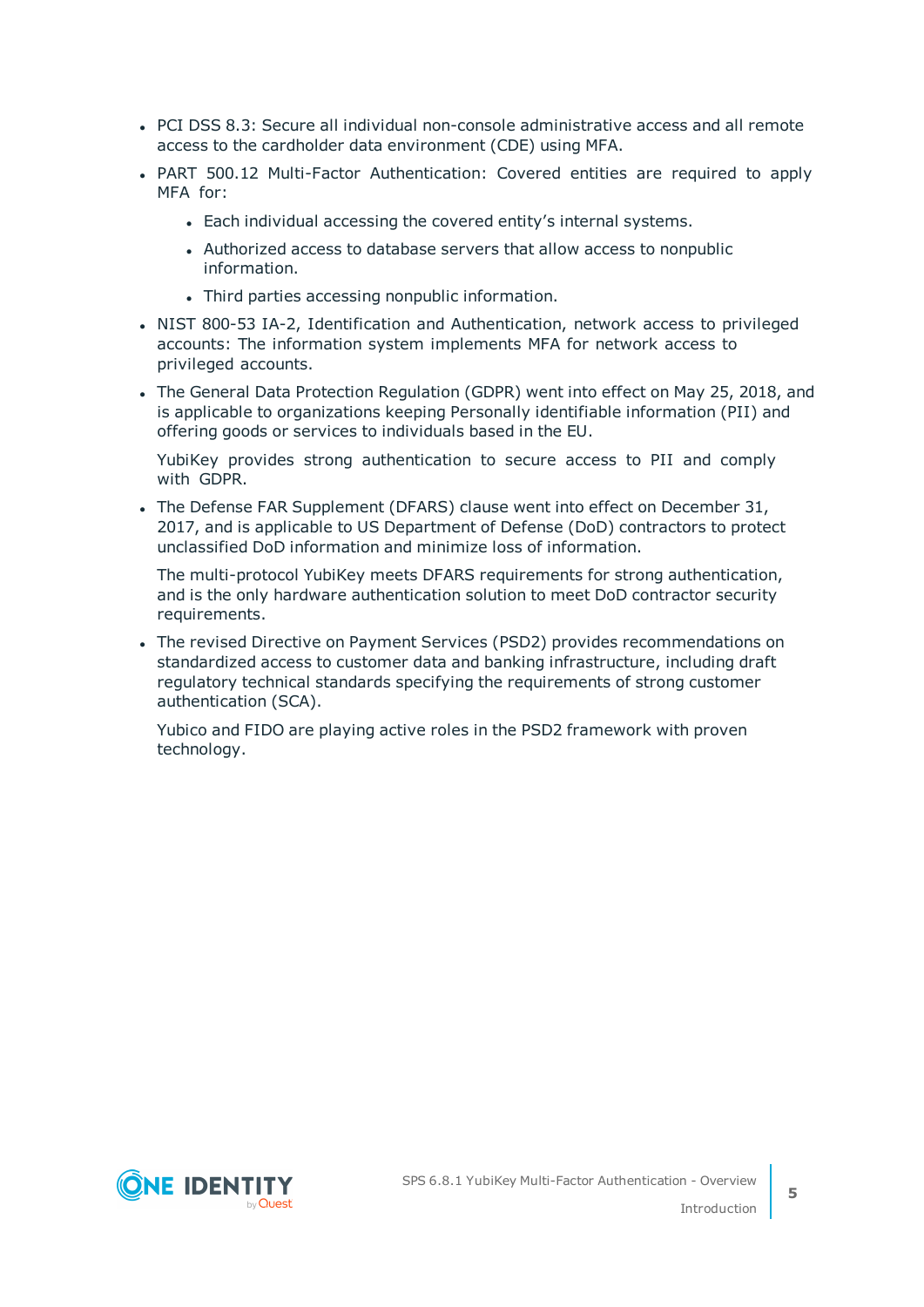- PCI DSS 8.3: Secure all individual non-console administrative access and all remote access to the cardholder data environment (CDE) using MFA.
- PART 500.12 Multi-Factor Authentication: Covered entities are required to apply MFA for:
  - Each individual accessing the covered entity's internal systems.
  - Authorized access to database servers that allow access to nonpublic information.
  - Third parties accessing nonpublic information.
- NIST 800-53 IA-2, Identification and Authentication, network access to privileged accounts: The information system implements MFA for network access to privileged accounts.
- The General Data Protection Regulation (GDPR) went into effect on May 25, 2018, and is applicable to organizations keeping Personally identifiable information (PII) and offering goods or services to individuals based in the EU.

  YubiKey provides strong authentication to secure access to PII and comply with GDPR.
- The Defense FAR Supplement (DFARS) clause went into effect on December 31, 2017, and is applicable to US Department of Defense (DoD) contractors to protect unclassified DoD information and minimize loss of information.

  The multi-protocol YubiKey meets DFARS requirements for strong authentication, and is the only hardware authentication solution to meet DoD contractor security requirements.
- The revised Directive on Payment Services (PSD2) provides recommendations on standardized access to customer data and banking infrastructure, including draft regulatory technical standards specifying the requirements of strong customer authentication (SCA).

  Yubico and FIDO are playing active roles in the PSD2 framework with proven technology.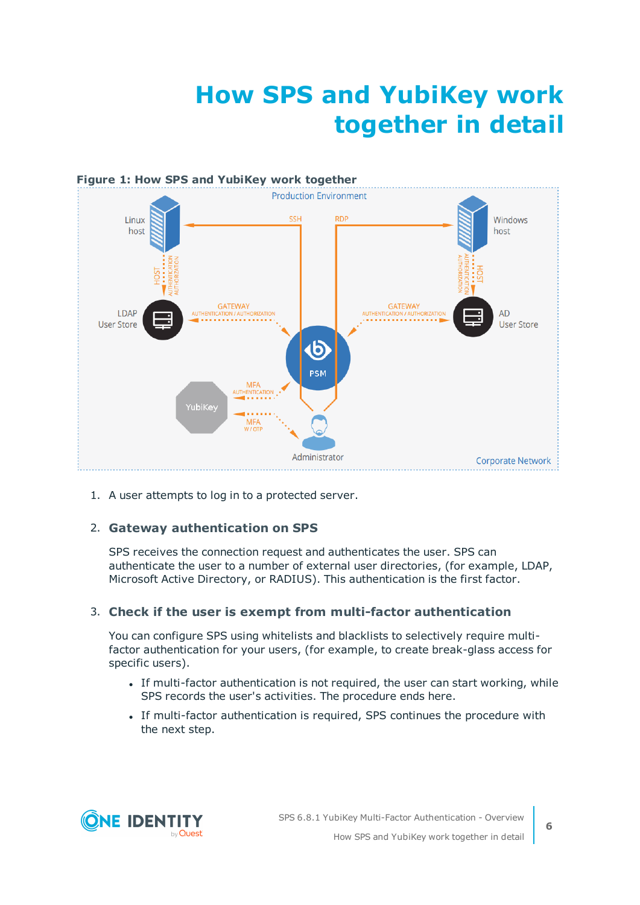# How SPS and YubiKey work together in detail

**Figure 1: How SPS and YubiKey work together**

1. A user attempts to log in to a protected server.

2. **Gateway authentication on SPS**

   SPS receives the connection request and authenticates the user. SPS can authenticate the user to a number of external user directories, (for example, LDAP, Microsoft Active Directory, or RADIUS). This authentication is the first factor.

3. **Check if the user is exempt from multi-factor authentication**

   You can configure SPS using whitelists and blacklists to selectively require multi-factor authentication for your users, (for example, to create break-glass access for specific users).

   - If multi-factor authentication is not required, the user can start working, while SPS records the user's activities. The procedure ends here.
   - If multi-factor authentication is required, SPS continues the procedure with the next step.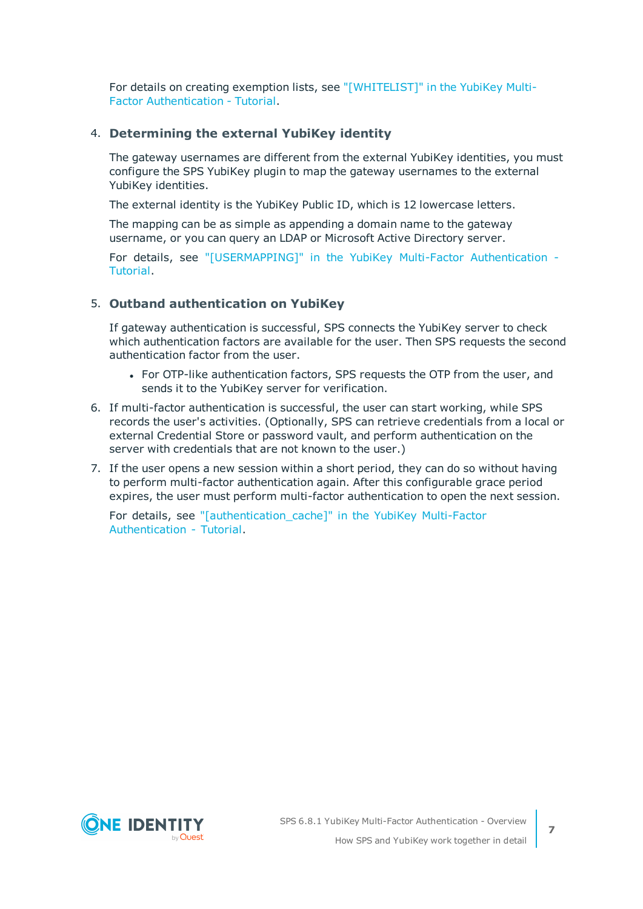For details on creating exemption lists, see "[WHITELIST]" in the YubiKey Multi-Factor Authentication - Tutorial.

4. **Determining the external YubiKey identity**

   The gateway usernames are different from the external YubiKey identities, you must configure the SPS YubiKey plugin to map the gateway usernames to the external YubiKey identities.

   The external identity is the YubiKey Public ID, which is 12 lowercase letters.

   The mapping can be as simple as appending a domain name to the gateway username, or you can query an LDAP or Microsoft Active Directory server.

   For details, see "[USERMAPPING]" in the YubiKey Multi-Factor Authentication - Tutorial.

5. **Outband authentication on YubiKey**

   If gateway authentication is successful, SPS connects the YubiKey server to check which authentication factors are available for the user. Then SPS requests the second authentication factor from the user.

   - For OTP-like authentication factors, SPS requests the OTP from the user, and sends it to the YubiKey server for verification.

6. If multi-factor authentication is successful, the user can start working, while SPS records the user's activities. (Optionally, SPS can retrieve credentials from a local or external Credential Store or password vault, and perform authentication on the server with credentials that are not known to the user.)

7. If the user opens a new session within a short period, they can do so without having to perform multi-factor authentication again. After this configurable grace period expires, the user must perform multi-factor authentication to open the next session.

   For details, see "[authentication_cache]" in the YubiKey Multi-Factor Authentication - Tutorial.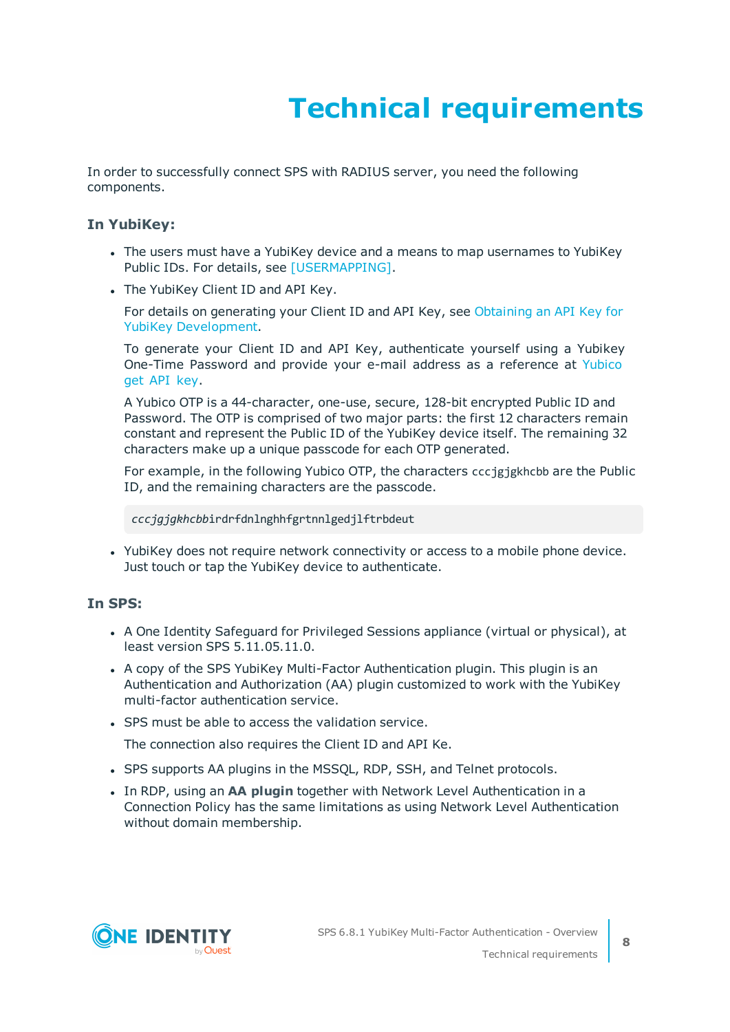# Technical requirements

In order to successfully connect SPS with RADIUS server, you need the following components.

### In YubiKey:

- The users must have a YubiKey device and a means to map usernames to YubiKey Public IDs. For details, see [USERMAPPING].
- The YubiKey Client ID and API Key.

  For details on generating your Client ID and API Key, see Obtaining an API Key for YubiKey Development.

  To generate your Client ID and API Key, authenticate yourself using a Yubikey One-Time Password and provide your e-mail address as a reference at Yubico get API key.

  A Yubico OTP is a 44-character, one-use, secure, 128-bit encrypted Public ID and Password. The OTP is comprised of two major parts: the first 12 characters remain constant and represent the Public ID of the YubiKey device itself. The remaining 32 characters make up a unique passcode for each OTP generated.

  For example, in the following Yubico OTP, the characters `cccjgjgkhcbb` are the Public ID, and the remaining characters are the passcode.

  ```
  cccjgjgkhcbbirdrfdnlnghhfgrtnnlgedjlftrbdeut
  ```

- YubiKey does not require network connectivity or access to a mobile phone device. Just touch or tap the YubiKey device to authenticate.

### In SPS:

- A One Identity Safeguard for Privileged Sessions appliance (virtual or physical), at least version SPS 5.11.05.11.0.
- A copy of the SPS YubiKey Multi-Factor Authentication plugin. This plugin is an Authentication and Authorization (AA) plugin customized to work with the YubiKey multi-factor authentication service.
- SPS must be able to access the validation service.

  The connection also requires the Client ID and API Ke.

- SPS supports AA plugins in the MSSQL, RDP, SSH, and Telnet protocols.
- In RDP, using an **AA plugin** together with Network Level Authentication in a Connection Policy has the same limitations as using Network Level Authentication without domain membership.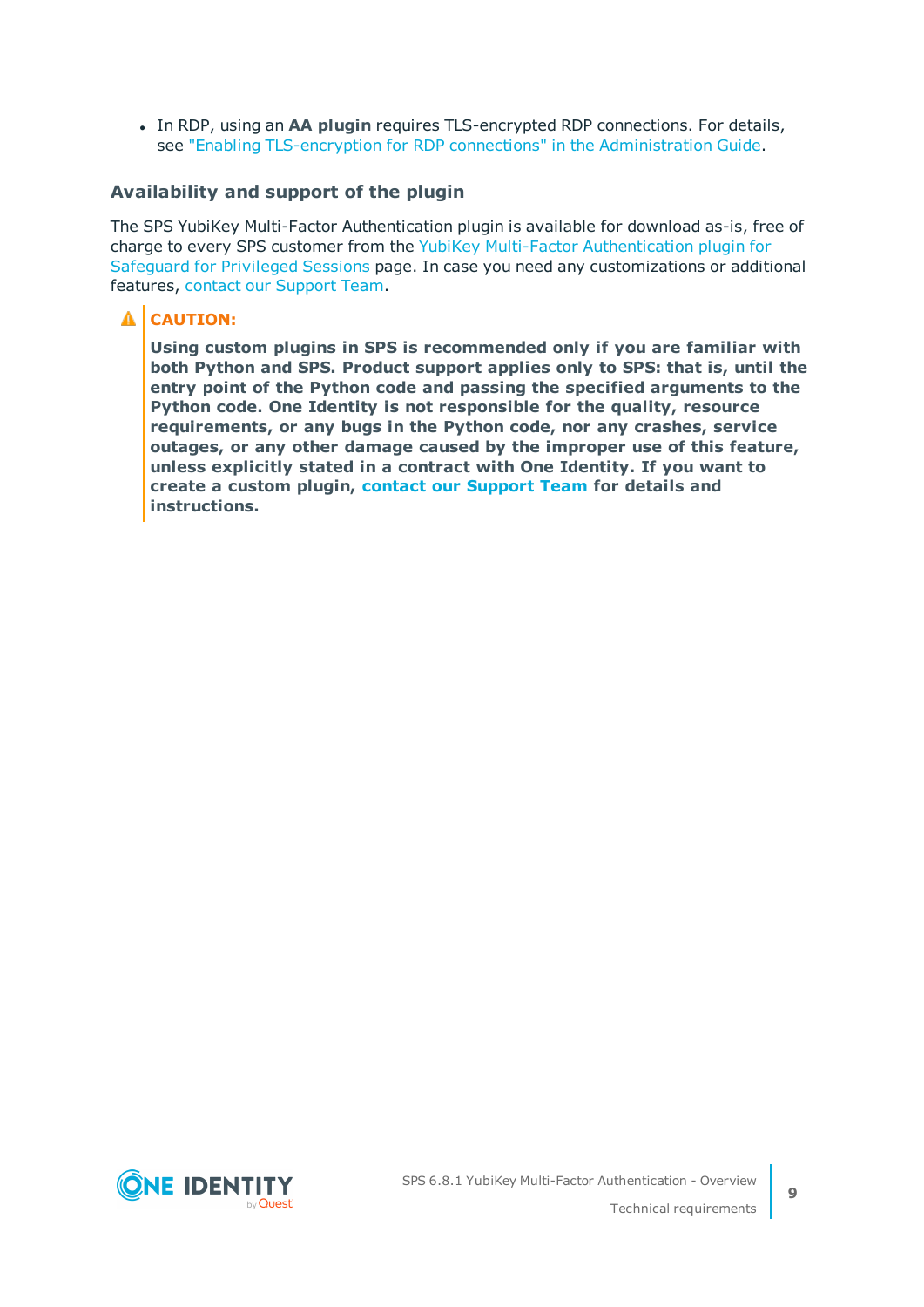- In RDP, using an **AA plugin** requires TLS-encrypted RDP connections. For details, see "Enabling TLS-encryption for RDP connections" in the Administration Guide.

### Availability and support of the plugin

The SPS YubiKey Multi-Factor Authentication plugin is available for download as-is, free of charge to every SPS customer from the YubiKey Multi-Factor Authentication plugin for Safeguard for Privileged Sessions page. In case you need any customizations or additional features, contact our Support Team.

> **CAUTION:**
>
> **Using custom plugins in SPS is recommended only if you are familiar with both Python and SPS. Product support applies only to SPS: that is, until the entry point of the Python code and passing the specified arguments to the Python code. One Identity is not responsible for the quality, resource requirements, or any bugs in the Python code, nor any crashes, service outages, or any other damage caused by the improper use of this feature, unless explicitly stated in a contract with One Identity. If you want to create a custom plugin, contact our Support Team for details and instructions.**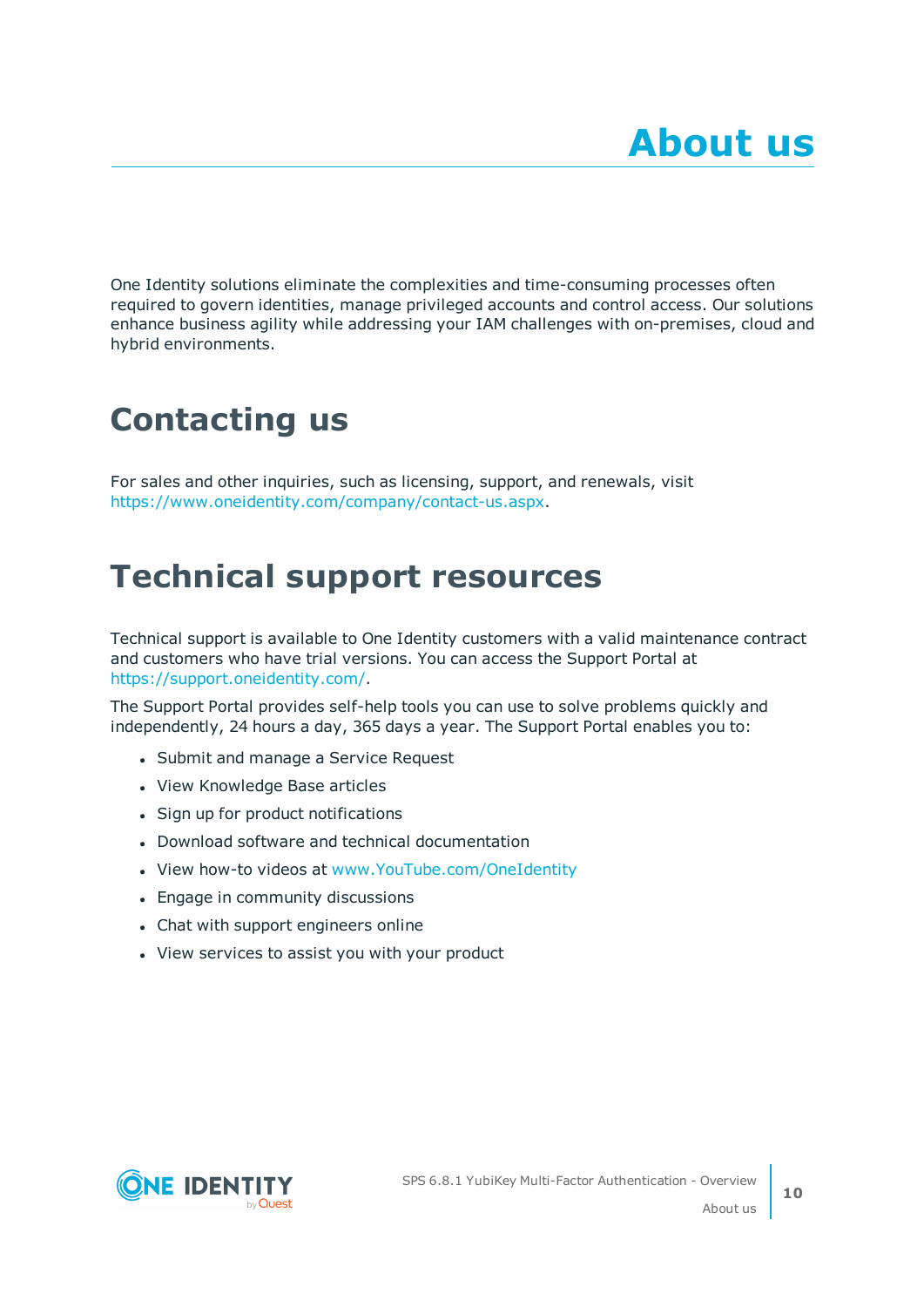# About us

One Identity solutions eliminate the complexities and time-consuming processes often required to govern identities, manage privileged accounts and control access. Our solutions enhance business agility while addressing your IAM challenges with on-premises, cloud and hybrid environments.

## Contacting us

For sales and other inquiries, such as licensing, support, and renewals, visit https://www.oneidentity.com/company/contact-us.aspx.

## Technical support resources

Technical support is available to One Identity customers with a valid maintenance contract and customers who have trial versions. You can access the Support Portal at https://support.oneidentity.com/.

The Support Portal provides self-help tools you can use to solve problems quickly and independently, 24 hours a day, 365 days a year. The Support Portal enables you to:

- Submit and manage a Service Request
- View Knowledge Base articles
- Sign up for product notifications
- Download software and technical documentation
- View how-to videos at www.YouTube.com/OneIdentity
- Engage in community discussions
- Chat with support engineers online
- View services to assist you with your product